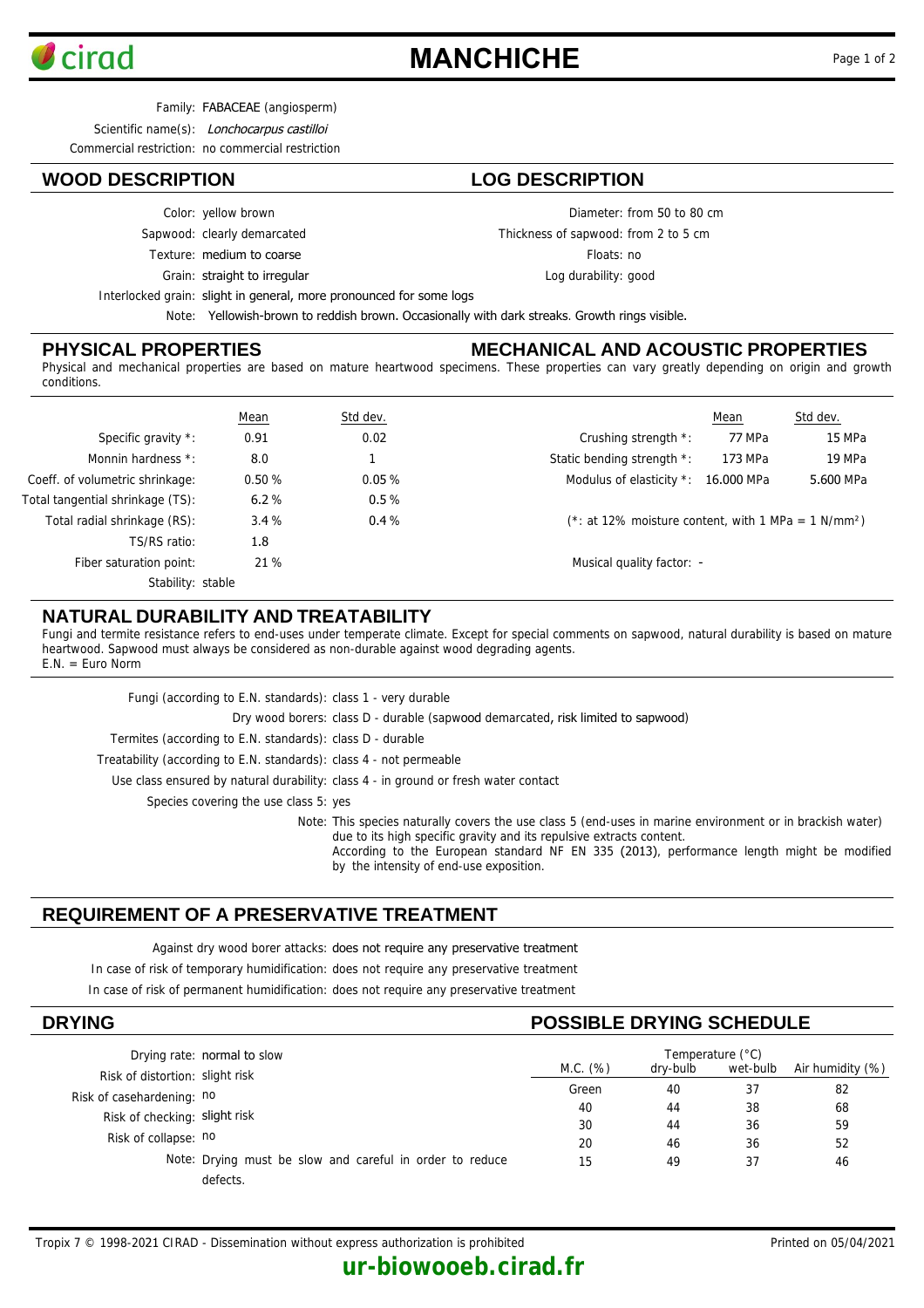# MANCHICHE

Family: FABACEAE (angiosperm)

Scientific name(s): *Lonchocarpus castilloi*

Commercial restriction: no commercial restriction

## WOOD DESCRIPTION

Color: yellow brown

Sapwood: clearly demarcated

Texture: medium to coarse

Grain: straight to irregular

Interlocked grain: slight in general, more pronounced for some logs

Note: Yellowish-brown to reddish brown. Occasionally with dark streaks. Growth rings visible.

## LOG DESCRIPTION

Diameter: from 50 to 80 cm

Thickness of sapwood: from 2 to 5 cm

Floats: no

Log durability: good

## PHYSICAL PROPERTIES

Physical and mechanical properties are based on mature heartwood specimens. These properties can vary greatly depending on origin and growth conditions.

| | Mean | Std dev. |
|---|---|---|
| Specific gravity *: | 0.91 | 0.02 |
| Monnin hardness *: | 8.0 | 1 |
| Coeff. of volumetric shrinkage: | 0.50 % | 0.05 % |
| Total tangential shrinkage (TS): | 6.2 % | 0.5 % |
| Total radial shrinkage (RS): | 3.4 % | 0.4 % |
| TS/RS ratio: | 1.8 | |
| Fiber saturation point: | 21 % | |

Stability: stable

## MECHANICAL AND ACOUSTIC PROPERTIES

| | Mean | Std dev. |
|---|---|---|
| Crushing strength *: | 77 MPa | 15 MPa |
| Static bending strength *: | 173 MPa | 19 MPa |
| Modulus of elasticity *: | 16.000 MPa | 5.600 MPa |

(*: at 12% moisture content, with 1 MPa = 1 $N/mm^2$)

Musical quality factor: -

## NATURAL DURABILITY AND TREATABILITY

Fungi and termite resistance refers to end-uses under temperate climate. Except for special comments on sapwood, natural durability is based on mature heartwood. Sapwood must always be considered as non-durable against wood degrading agents.
E.N. = Euro Norm

Fungi (according to E.N. standards): class 1 - very durable

Dry wood borers: class D - durable (sapwood demarcated, risk limited to sapwood)

Termites (according to E.N. standards): class D - durable

Treatability (according to E.N. standards): class 4 - not permeable

Use class ensured by natural durability: class 4 - in ground or fresh water contact

Species covering the use class 5: yes

Note: This species naturally covers the use class 5 (end-uses in marine environment or in brackish water) due to its high specific gravity and its repulsive extracts content.
According to the European standard NF EN 335 (2013), performance length might be modified by the intensity of end-use exposition.

## REQUIREMENT OF A PRESERVATIVE TREATMENT

Against dry wood borer attacks: does not require any preservative treatment

In case of risk of temporary humidification: does not require any preservative treatment

In case of risk of permanent humidification: does not require any preservative treatment

## DRYING

Drying rate: normal to slow

Risk of distortion: slight risk

Risk of casehardening: no

Risk of checking: slight risk

Risk of collapse: no

Note: Drying must be slow and careful in order to reduce defects.

## POSSIBLE DRYING SCHEDULE

| M.C. (%) | Temperature (°C) dry-bulb | wet-bulb | Air humidity (%) |
|---|---|---|---|
| Green | 40 | 37 | 82 |
| 40 | 44 | 38 | 68 |
| 30 | 44 | 36 | 59 |
| 20 | 46 | 36 | 52 |
| 15 | 49 | 37 | 46 |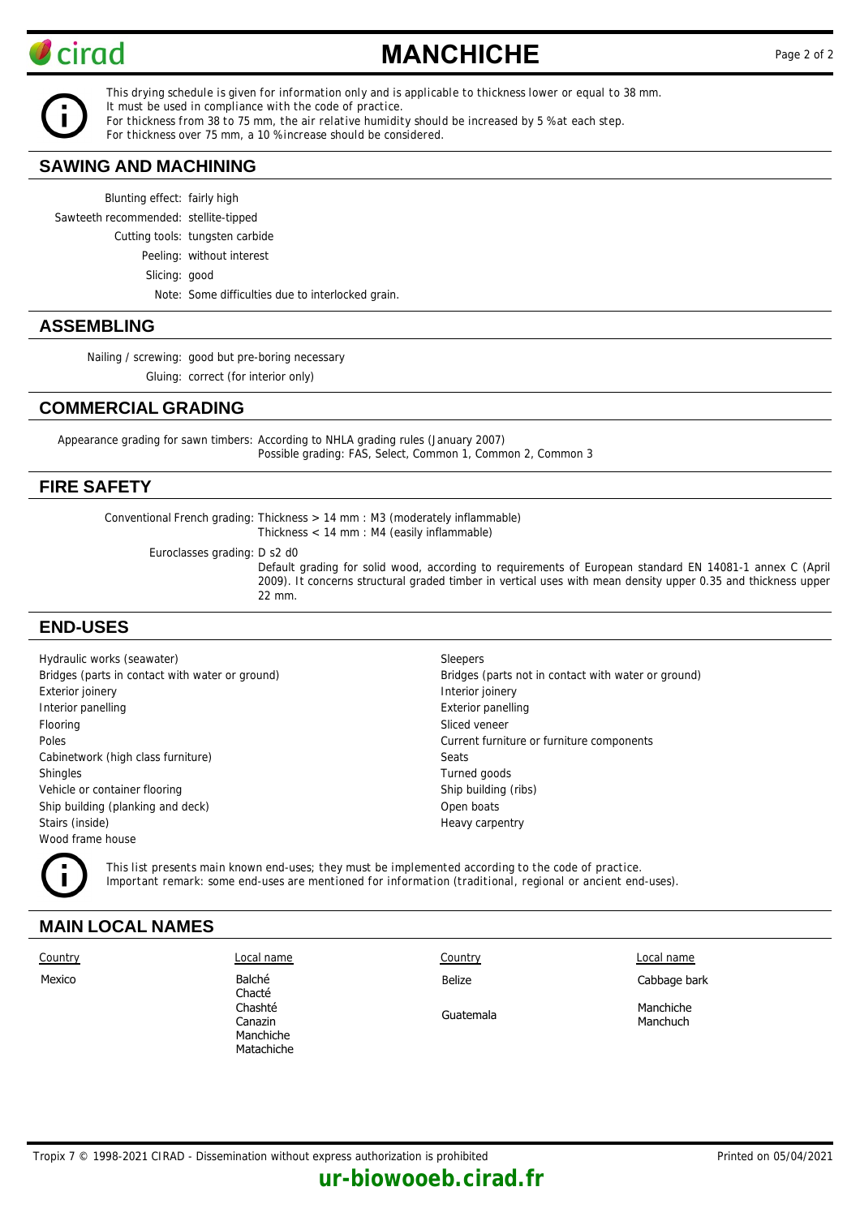This drying schedule is given for information only and is applicable to thickness lower or equal to 38 mm.
It must be used in compliance with the code of practice.
For thickness from 38 to 75 mm, the air relative humidity should be increased by 5 % at each step.
For thickness over 75 mm, a 10 % increase should be considered.

## SAWING AND MACHINING

Blunting effect: fairly high
Sawteeth recommended: stellite-tipped
Cutting tools: tungsten carbide
Peeling: without interest
Slicing: good
Note: Some difficulties due to interlocked grain.

## ASSEMBLING

Nailing / screwing: good but pre-boring necessary
Gluing: correct (for interior only)

## COMMERCIAL GRADING

Appearance grading for sawn timbers: According to NHLA grading rules (January 2007)
Possible grading: FAS, Select, Common 1, Common 2, Common 3

## FIRE SAFETY

Conventional French grading: Thickness > 14 mm : M3 (moderately inflammable)
Thickness < 14 mm : M4 (easily inflammable)

Euroclasses grading: D s2 d0
Default grading for solid wood, according to requirements of European standard EN 14081-1 annex C (April 2009). It concerns structural graded timber in vertical uses with mean density upper 0.35 and thickness upper 22 mm.

## END-USES

- Hydraulic works (seawater)
- Bridges (parts in contact with water or ground)
- Exterior joinery
- Interior panelling
- Flooring
- Poles
- Cabinetwork (high class furniture)
- Shingles
- Vehicle or container flooring
- Ship building (planking and deck)
- Stairs (inside)
- Wood frame house
- Sleepers
- Bridges (parts not in contact with water or ground)
- Interior joinery
- Exterior panelling
- Sliced veneer
- Current furniture or furniture components
- Seats
- Turned goods
- Ship building (ribs)
- Open boats
- Heavy carpentry

This list presents main known end-uses; they must be implemented according to the code of practice.
Important remark: some end-uses are mentioned for information (traditional, regional or ancient end-uses).

## MAIN LOCAL NAMES

| Country | Local name | Country | Local name |
|---|---|---|---|
| Mexico | Balché<br>Chacté<br>Chashté<br>Canazin<br>Manchiche<br>Matachiche | Belize | Cabbage bark |
| | | Guatemala | Manchiche<br>Manchuch |